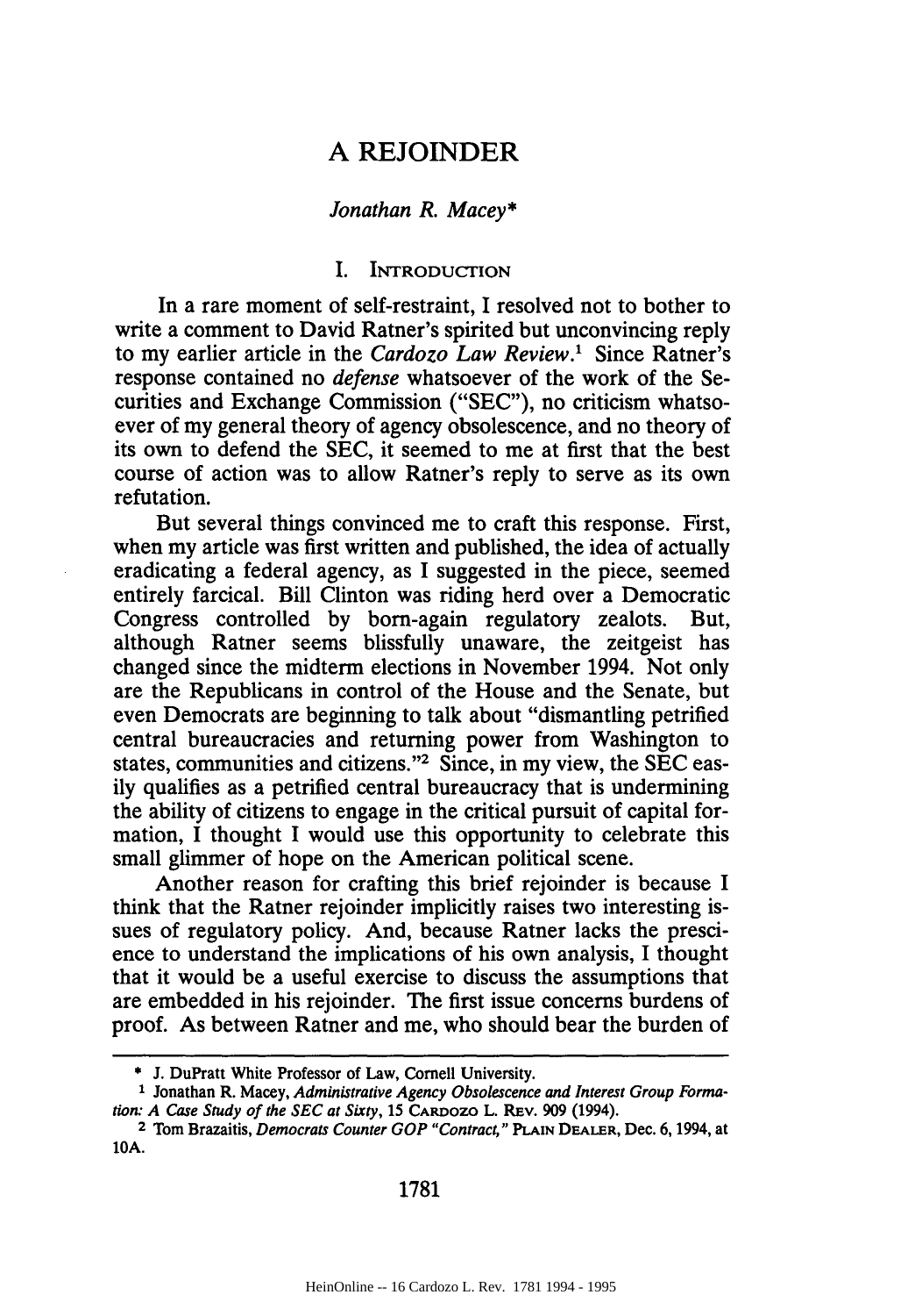# A REJOINDER

*Jonathan R. Macey**

## I. Introduction

In a rare moment of self-restraint, I resolved not to bother to write a comment to David Ratner's spirited but unconvincing reply to my earlier article in the *Cardozo Law Review*.[1] Since Ratner's response contained no *defense* whatsoever of the work of the Securities and Exchange Commission ("SEC"), no criticism whatsoever of my general theory of agency obsolescence, and no theory of its own to defend the SEC, it seemed to me at first that the best course of action was to allow Ratner's reply to serve as its own refutation.

But several things convinced me to craft this response. First, when my article was first written and published, the idea of actually eradicating a federal agency, as I suggested in the piece, seemed entirely farcical. Bill Clinton was riding herd over a Democratic Congress controlled by born-again regulatory zealots. But, although Ratner seems blissfully unaware, the zeitgeist has changed since the midterm elections in November 1994. Not only are the Republicans in control of the House and the Senate, but even Democrats are beginning to talk about "dismantling petrified central bureaucracies and returning power from Washington to states, communities and citizens."[2] Since, in my view, the SEC easily qualifies as a petrified central bureaucracy that is undermining the ability of citizens to engage in the critical pursuit of capital formation, I thought I would use this opportunity to celebrate this small glimmer of hope on the American political scene.

Another reason for crafting this brief rejoinder is because I think that the Ratner rejoinder implicitly raises two interesting issues of regulatory policy. And, because Ratner lacks the prescience to understand the implications of his own analysis, I thought that it would be a useful exercise to discuss the assumptions that are embedded in his rejoinder. The first issue concerns burdens of proof. As between Ratner and me, who should bear the burden of

---

\* J. DuPratt White Professor of Law, Cornell University.

[1] Jonathan R. Macey, *Administrative Agency Obsolescence and Interest Group Formation: A Case Study of the SEC at Sixty*, 15 Cardozo L. Rev. 909 (1994).

[2] Tom Brazaitis, *Democrats Counter GOP "Contract,"* Plain Dealer, Dec. 6, 1994, at 10A.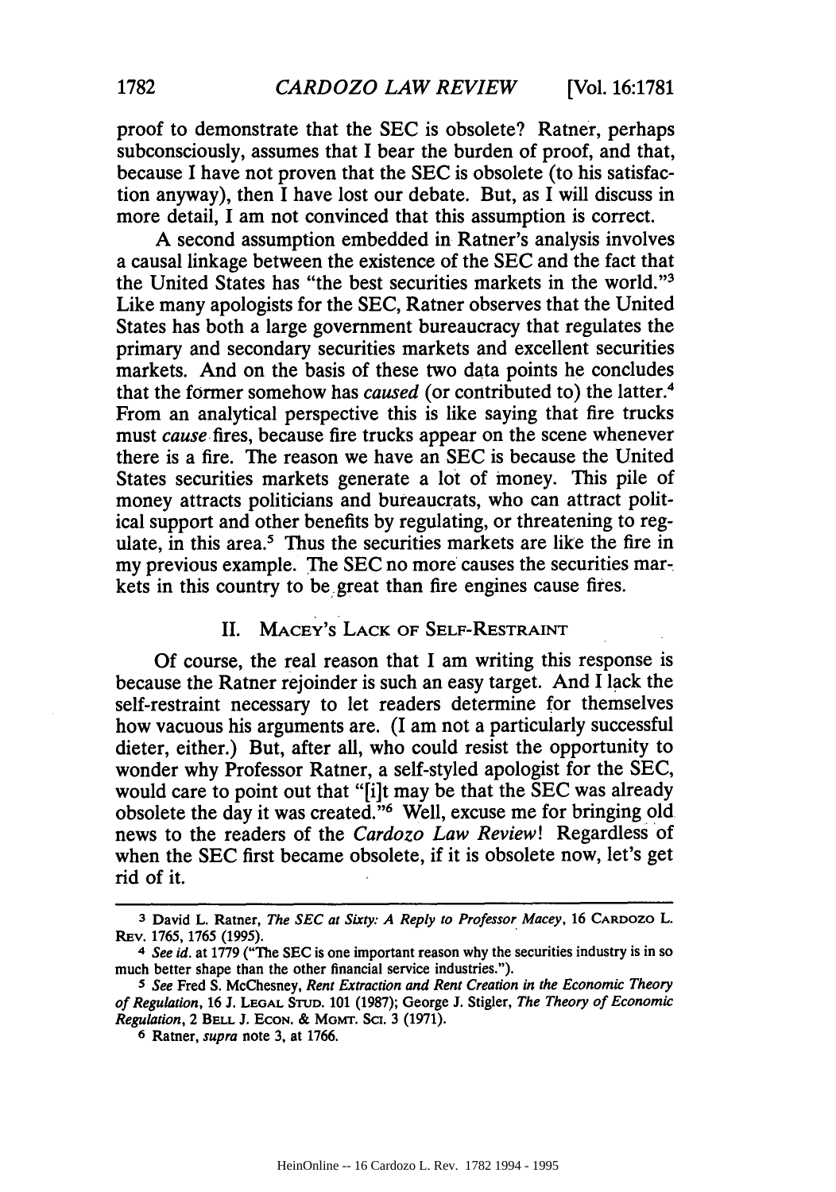proof to demonstrate that the SEC is obsolete? Ratner, perhaps subconsciously, assumes that I bear the burden of proof, and that, because I have not proven that the SEC is obsolete (to his satisfaction anyway), then I have lost our debate. But, as I will discuss in more detail, I am not convinced that this assumption is correct.

A second assumption embedded in Ratner's analysis involves a causal linkage between the existence of the SEC and the fact that the United States has "the best securities markets in the world."[3] Like many apologists for the SEC, Ratner observes that the United States has both a large government bureaucracy that regulates the primary and secondary securities markets and excellent securities markets. And on the basis of these two data points he concludes that the former somehow has *caused* (or contributed to) the latter.[4] From an analytical perspective this is like saying that fire trucks must *cause* fires, because fire trucks appear on the scene whenever there is a fire. The reason we have an SEC is because the United States securities markets generate a lot of money. This pile of money attracts politicians and bureaucrats, who can attract political support and other benefits by regulating, or threatening to regulate, in this area.[5] Thus the securities markets are like the fire in my previous example. The SEC no more causes the securities markets in this country to be great than fire engines cause fires.

## II. MACEY'S LACK OF SELF-RESTRAINT

Of course, the real reason that I am writing this response is because the Ratner rejoinder is such an easy target. And I lack the self-restraint necessary to let readers determine for themselves how vacuous his arguments are. (I am not a particularly successful dieter, either.) But, after all, who could resist the opportunity to wonder why Professor Ratner, a self-styled apologist for the SEC, would care to point out that "[i]t may be that the SEC was already obsolete the day it was created."[6] Well, excuse me for bringing old news to the readers of the *Cardozo Law Review*! Regardless of when the SEC first became obsolete, if it is obsolete now, let's get rid of it.

---

[3] David L. Ratner, *The SEC at Sixty: A Reply to Professor Macey*, 16 CARDOZO L. REV. 1765, 1765 (1995).

[4] *See id.* at 1779 ("The SEC is one important reason why the securities industry is in so much better shape than the other financial service industries.").

[5] *See* Fred S. McChesney, *Rent Extraction and Rent Creation in the Economic Theory of Regulation*, 16 J. LEGAL STUD. 101 (1987); George J. Stigler, *The Theory of Economic Regulation*, 2 BELL J. ECON. & MGMT. SCI. 3 (1971).

[6] Ratner, *supra* note 3, at 1766.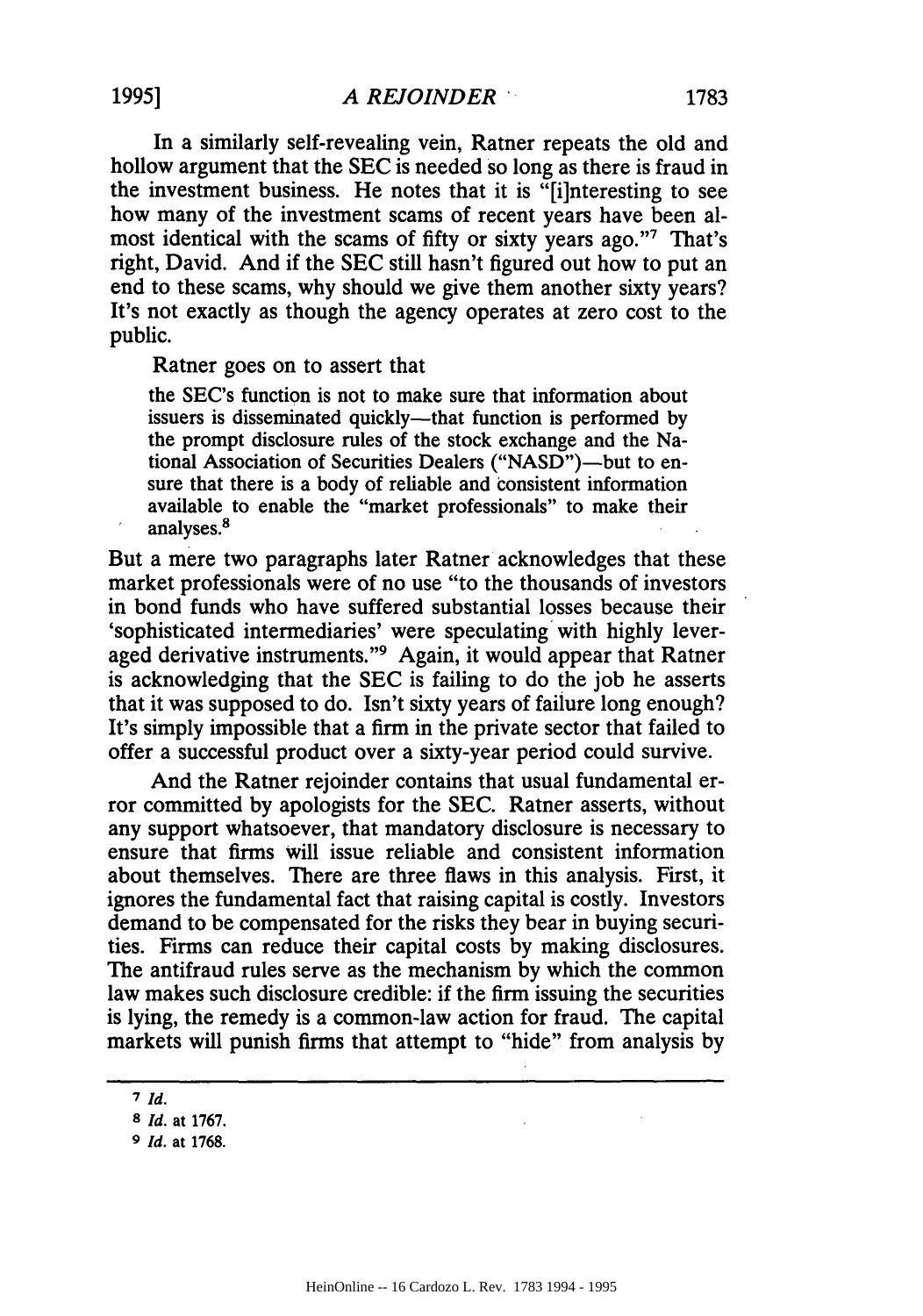In a similarly self-revealing vein, Ratner repeats the old and hollow argument that the SEC is needed so long as there is fraud in the investment business. He notes that it is "[i]nteresting to see how many of the investment scams of recent years have been almost identical with the scams of fifty or sixty years ago."[7] That's right, David. And if the SEC still hasn't figured out how to put an end to these scams, why should we give them another sixty years? It's not exactly as though the agency operates at zero cost to the public.

Ratner goes on to assert that

> the SEC's function is not to make sure that information about issuers is disseminated quickly—that function is performed by the prompt disclosure rules of the stock exchange and the National Association of Securities Dealers ("NASD")—but to ensure that there is a body of reliable and consistent information available to enable the "market professionals" to make their analyses.[8]

But a mere two paragraphs later Ratner acknowledges that these market professionals were of no use "to the thousands of investors in bond funds who have suffered substantial losses because their 'sophisticated intermediaries' were speculating with highly leveraged derivative instruments."[9] Again, it would appear that Ratner is acknowledging that the SEC is failing to do the job he asserts that it was supposed to do. Isn't sixty years of failure long enough? It's simply impossible that a firm in the private sector that failed to offer a successful product over a sixty-year period could survive.

And the Ratner rejoinder contains that usual fundamental error committed by apologists for the SEC. Ratner asserts, without any support whatsoever, that mandatory disclosure is necessary to ensure that firms will issue reliable and consistent information about themselves. There are three flaws in this analysis. First, it ignores the fundamental fact that raising capital is costly. Investors demand to be compensated for the risks they bear in buying securities. Firms can reduce their capital costs by making disclosures. The antifraud rules serve as the mechanism by which the common law makes such disclosure credible: if the firm issuing the securities is lying, the remedy is a common-law action for fraud. The capital markets will punish firms that attempt to "hide" from analysis by

---

[7] *Id.*

[8] *Id.* at 1767.

[9] *Id.* at 1768.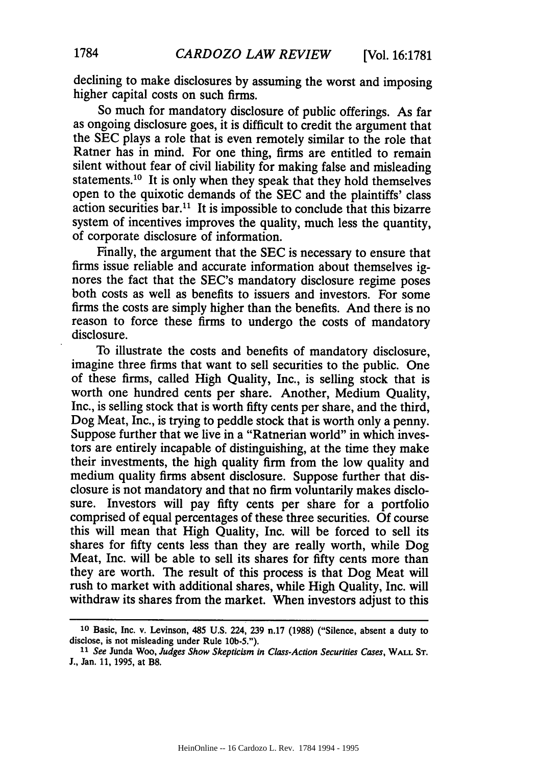declining to make disclosures by assuming the worst and imposing higher capital costs on such firms.

So much for mandatory disclosure of public offerings. As far as ongoing disclosure goes, it is difficult to credit the argument that the SEC plays a role that is even remotely similar to the role that Ratner has in mind. For one thing, firms are entitled to remain silent without fear of civil liability for making false and misleading statements.[10] It is only when they speak that they hold themselves open to the quixotic demands of the SEC and the plaintiffs' class action securities bar.[11] It is impossible to conclude that this bizarre system of incentives improves the quality, much less the quantity, of corporate disclosure of information.

Finally, the argument that the SEC is necessary to ensure that firms issue reliable and accurate information about themselves ignores the fact that the SEC's mandatory disclosure regime poses both costs as well as benefits to issuers and investors. For some firms the costs are simply higher than the benefits. And there is no reason to force these firms to undergo the costs of mandatory disclosure.

To illustrate the costs and benefits of mandatory disclosure, imagine three firms that want to sell securities to the public. One of these firms, called High Quality, Inc., is selling stock that is worth one hundred cents per share. Another, Medium Quality, Inc., is selling stock that is worth fifty cents per share, and the third, Dog Meat, Inc., is trying to peddle stock that is worth only a penny. Suppose further that we live in a "Ratnerian world" in which investors are entirely incapable of distinguishing, at the time they make their investments, the high quality firm from the low quality and medium quality firms absent disclosure. Suppose further that disclosure is not mandatory and that no firm voluntarily makes disclosure. Investors will pay fifty cents per share for a portfolio comprised of equal percentages of these three securities. Of course this will mean that High Quality, Inc. will be forced to sell its shares for fifty cents less than they are really worth, while Dog Meat, Inc. will be able to sell its shares for fifty cents more than they are worth. The result of this process is that Dog Meat will rush to market with additional shares, while High Quality, Inc. will withdraw its shares from the market. When investors adjust to this

---

[10] Basic, Inc. v. Levinson, 485 U.S. 224, 239 n.17 (1988) ("Silence, absent a duty to disclose, is not misleading under Rule 10b-5.").

[11] *See* Junda Woo, *Judges Show Skepticism in Class-Action Securities Cases*, WALL ST. J., Jan. 11, 1995, at B8.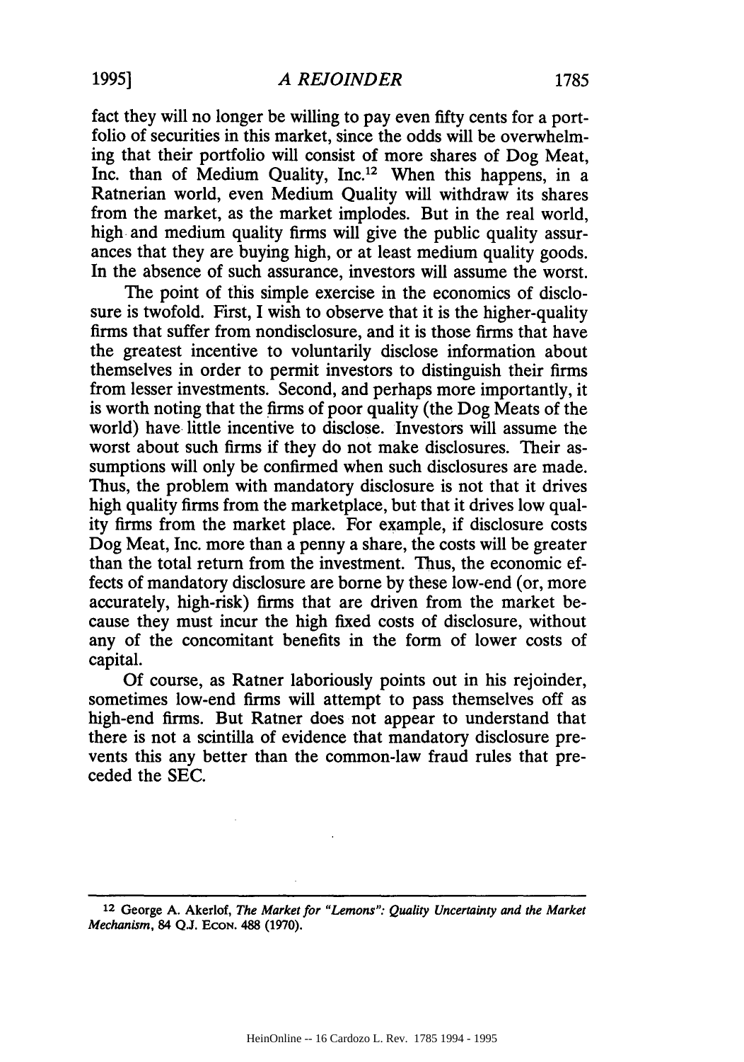fact they will no longer be willing to pay even fifty cents for a portfolio of securities in this market, since the odds will be overwhelming that their portfolio will consist of more shares of Dog Meat, Inc. than of Medium Quality, Inc.[12] When this happens, in a Ratnerian world, even Medium Quality will withdraw its shares from the market, as the market implodes. But in the real world, high and medium quality firms will give the public quality assurances that they are buying high, or at least medium quality goods. In the absence of such assurance, investors will assume the worst.

The point of this simple exercise in the economics of disclosure is twofold. First, I wish to observe that it is the higher-quality firms that suffer from nondisclosure, and it is those firms that have the greatest incentive to voluntarily disclose information about themselves in order to permit investors to distinguish their firms from lesser investments. Second, and perhaps more importantly, it is worth noting that the firms of poor quality (the Dog Meats of the world) have little incentive to disclose. Investors will assume the worst about such firms if they do not make disclosures. Their assumptions will only be confirmed when such disclosures are made. Thus, the problem with mandatory disclosure is not that it drives high quality firms from the marketplace, but that it drives low quality firms from the market place. For example, if disclosure costs Dog Meat, Inc. more than a penny a share, the costs will be greater than the total return from the investment. Thus, the economic effects of mandatory disclosure are borne by these low-end (or, more accurately, high-risk) firms that are driven from the market because they must incur the high fixed costs of disclosure, without any of the concomitant benefits in the form of lower costs of capital.

Of course, as Ratner laboriously points out in his rejoinder, sometimes low-end firms will attempt to pass themselves off as high-end firms. But Ratner does not appear to understand that there is not a scintilla of evidence that mandatory disclosure prevents this any better than the common-law fraud rules that preceded the SEC.

---

[12] George A. Akerlof, *The Market for "Lemons": Quality Uncertainty and the Market Mechanism*, 84 Q.J. ECON. 488 (1970).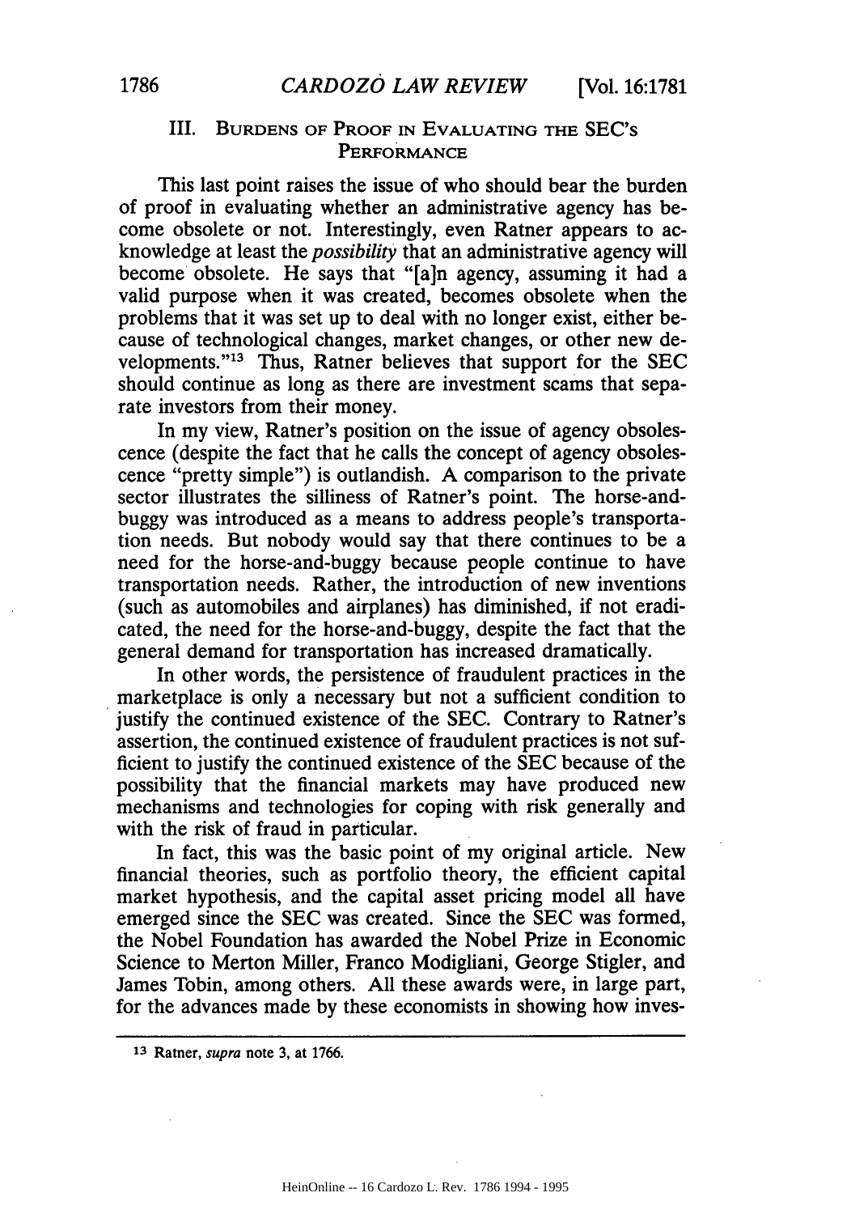## III. Burdens of Proof in Evaluating the SEC's Performance

This last point raises the issue of who should bear the burden of proof in evaluating whether an administrative agency has become obsolete or not. Interestingly, even Ratner appears to acknowledge at least the *possibility* that an administrative agency will become obsolete. He says that "[a]n agency, assuming it had a valid purpose when it was created, becomes obsolete when the problems that it was set up to deal with no longer exist, either because of technological changes, market changes, or other new developments."[13] Thus, Ratner believes that support for the SEC should continue as long as there are investment scams that separate investors from their money.

In my view, Ratner's position on the issue of agency obsolescence (despite the fact that he calls the concept of agency obsolescence "pretty simple") is outlandish. A comparison to the private sector illustrates the silliness of Ratner's point. The horse-and-buggy was introduced as a means to address people's transportation needs. But nobody would say that there continues to be a need for the horse-and-buggy because people continue to have transportation needs. Rather, the introduction of new inventions (such as automobiles and airplanes) has diminished, if not eradicated, the need for the horse-and-buggy, despite the fact that the general demand for transportation has increased dramatically.

In other words, the persistence of fraudulent practices in the marketplace is only a necessary but not a sufficient condition to justify the continued existence of the SEC. Contrary to Ratner's assertion, the continued existence of fraudulent practices is not sufficient to justify the continued existence of the SEC because of the possibility that the financial markets may have produced new mechanisms and technologies for coping with risk generally and with the risk of fraud in particular.

In fact, this was the basic point of my original article. New financial theories, such as portfolio theory, the efficient capital market hypothesis, and the capital asset pricing model all have emerged since the SEC was created. Since the SEC was formed, the Nobel Foundation has awarded the Nobel Prize in Economic Science to Merton Miller, Franco Modigliani, George Stigler, and James Tobin, among others. All these awards were, in large part, for the advances made by these economists in showing how inves-

---

[13] Ratner, *supra* note 3, at 1766.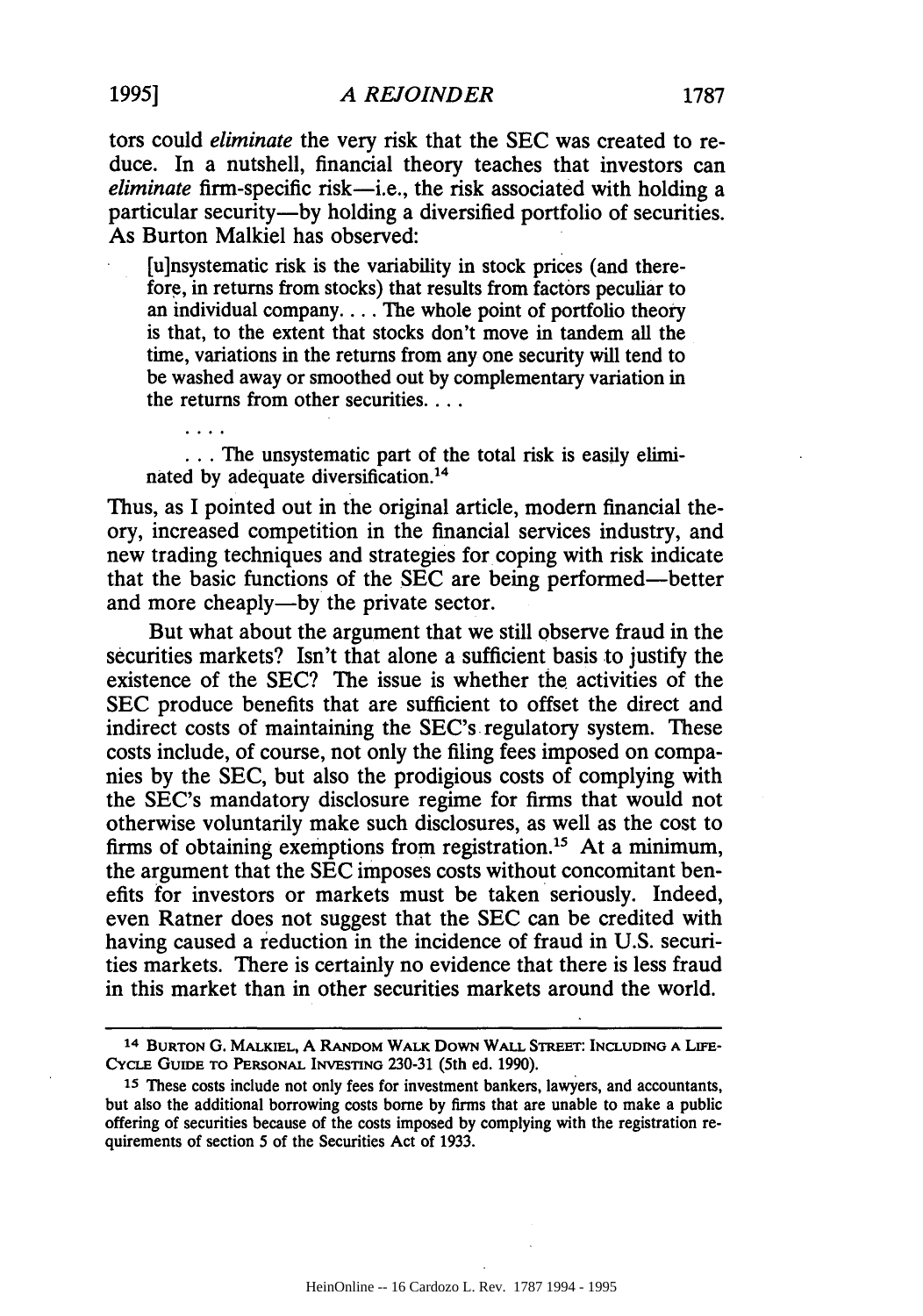tors could *eliminate* the very risk that the SEC was created to reduce. In a nutshell, financial theory teaches that investors can *eliminate* firm-specific risk—i.e., the risk associated with holding a particular security—by holding a diversified portfolio of securities. As Burton Malkiel has observed:

> [u]nsystematic risk is the variability in stock prices (and therefore, in returns from stocks) that results from factors peculiar to an individual company. . . . The whole point of portfolio theory is that, to the extent that stocks don't move in tandem all the time, variations in the returns from any one security will tend to be washed away or smoothed out by complementary variation in the returns from other securities. . . .
>
> . . . .
>
> . . . The unsystematic part of the total risk is easily eliminated by adequate diversification.[14]

Thus, as I pointed out in the original article, modern financial theory, increased competition in the financial services industry, and new trading techniques and strategies for coping with risk indicate that the basic functions of the SEC are being performed—better and more cheaply—by the private sector.

But what about the argument that we still observe fraud in the securities markets? Isn't that alone a sufficient basis to justify the existence of the SEC? The issue is whether the activities of the SEC produce benefits that are sufficient to offset the direct and indirect costs of maintaining the SEC's regulatory system. These costs include, of course, not only the filing fees imposed on companies by the SEC, but also the prodigious costs of complying with the SEC's mandatory disclosure regime for firms that would not otherwise voluntarily make such disclosures, as well as the cost to firms of obtaining exemptions from registration.[15] At a minimum, the argument that the SEC imposes costs without concomitant benefits for investors or markets must be taken seriously. Indeed, even Ratner does not suggest that the SEC can be credited with having caused a reduction in the incidence of fraud in U.S. securities markets. There is certainly no evidence that there is less fraud in this market than in other securities markets around the world.

---

[14] BURTON G. MALKIEL, A RANDOM WALK DOWN WALL STREET: INCLUDING A LIFE-CYCLE GUIDE TO PERSONAL INVESTING 230-31 (5th ed. 1990).

[15] These costs include not only fees for investment bankers, lawyers, and accountants, but also the additional borrowing costs borne by firms that are unable to make a public offering of securities because of the costs imposed by complying with the registration requirements of section 5 of the Securities Act of 1933.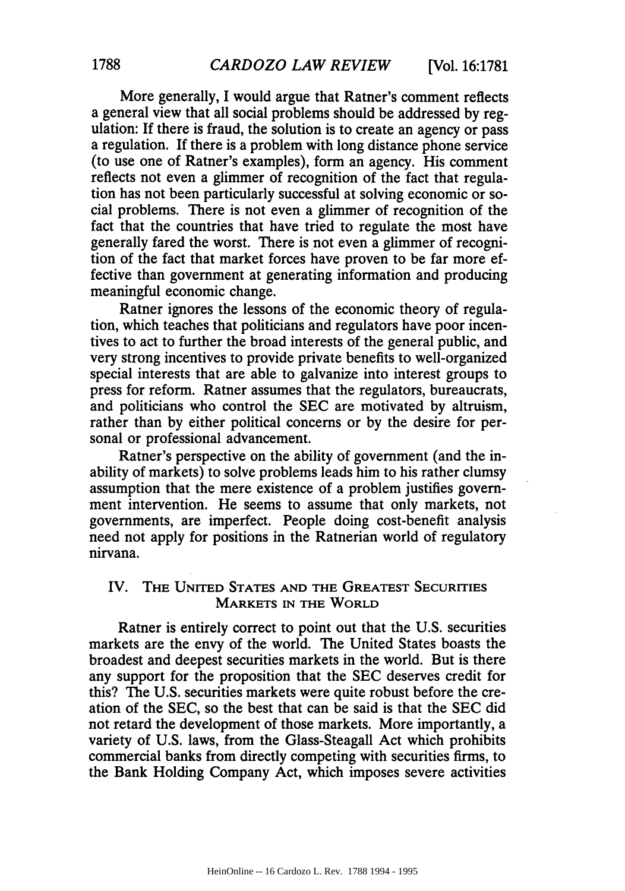More generally, I would argue that Ratner's comment reflects a general view that all social problems should be addressed by regulation: If there is fraud, the solution is to create an agency or pass a regulation. If there is a problem with long distance phone service (to use one of Ratner's examples), form an agency. His comment reflects not even a glimmer of recognition of the fact that regulation has not been particularly successful at solving economic or social problems. There is not even a glimmer of recognition of the fact that the countries that have tried to regulate the most have generally fared the worst. There is not even a glimmer of recognition of the fact that market forces have proven to be far more effective than government at generating information and producing meaningful economic change.

Ratner ignores the lessons of the economic theory of regulation, which teaches that politicians and regulators have poor incentives to act to further the broad interests of the general public, and very strong incentives to provide private benefits to well-organized special interests that are able to galvanize into interest groups to press for reform. Ratner assumes that the regulators, bureaucrats, and politicians who control the SEC are motivated by altruism, rather than by either political concerns or by the desire for personal or professional advancement.

Ratner's perspective on the ability of government (and the inability of markets) to solve problems leads him to his rather clumsy assumption that the mere existence of a problem justifies government intervention. He seems to assume that only markets, not governments, are imperfect. People doing cost-benefit analysis need not apply for positions in the Ratnerian world of regulatory nirvana.

## IV. The United States and the Greatest Securities Markets in the World

Ratner is entirely correct to point out that the U.S. securities markets are the envy of the world. The United States boasts the broadest and deepest securities markets in the world. But is there any support for the proposition that the SEC deserves credit for this? The U.S. securities markets were quite robust before the creation of the SEC, so the best that can be said is that the SEC did not retard the development of those markets. More importantly, a variety of U.S. laws, from the Glass-Steagall Act which prohibits commercial banks from directly competing with securities firms, to the Bank Holding Company Act, which imposes severe activities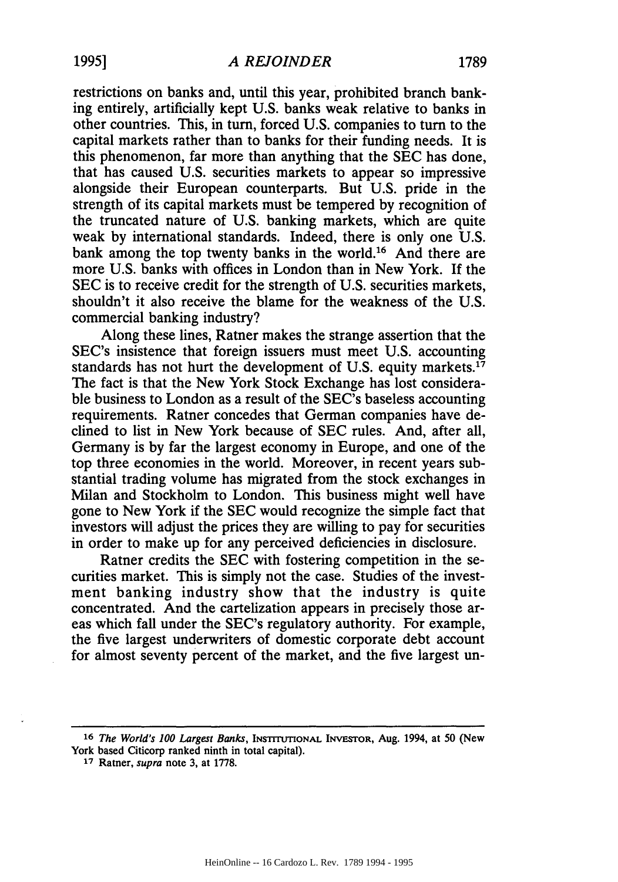restrictions on banks and, until this year, prohibited branch banking entirely, artificially kept U.S. banks weak relative to banks in other countries. This, in turn, forced U.S. companies to turn to the capital markets rather than to banks for their funding needs. It is this phenomenon, far more than anything that the SEC has done, that has caused U.S. securities markets to appear so impressive alongside their European counterparts. But U.S. pride in the strength of its capital markets must be tempered by recognition of the truncated nature of U.S. banking markets, which are quite weak by international standards. Indeed, there is only one U.S. bank among the top twenty banks in the world.[16] And there are more U.S. banks with offices in London than in New York. If the SEC is to receive credit for the strength of U.S. securities markets, shouldn't it also receive the blame for the weakness of the U.S. commercial banking industry?

Along these lines, Ratner makes the strange assertion that the SEC's insistence that foreign issuers must meet U.S. accounting standards has not hurt the development of U.S. equity markets.[17] The fact is that the New York Stock Exchange has lost considerable business to London as a result of the SEC's baseless accounting requirements. Ratner concedes that German companies have declined to list in New York because of SEC rules. And, after all, Germany is by far the largest economy in Europe, and one of the top three economies in the world. Moreover, in recent years substantial trading volume has migrated from the stock exchanges in Milan and Stockholm to London. This business might well have gone to New York if the SEC would recognize the simple fact that investors will adjust the prices they are willing to pay for securities in order to make up for any perceived deficiencies in disclosure.

Ratner credits the SEC with fostering competition in the securities market. This is simply not the case. Studies of the investment banking industry show that the industry is quite concentrated. And the cartelization appears in precisely those areas which fall under the SEC's regulatory authority. For example, the five largest underwriters of domestic corporate debt account for almost seventy percent of the market, and the five largest un-

---

[16] *The World's 100 Largest Banks*, INSTITUTIONAL INVESTOR, Aug. 1994, at 50 (New York based Citicorp ranked ninth in total capital).

[17] Ratner, *supra* note 3, at 1778.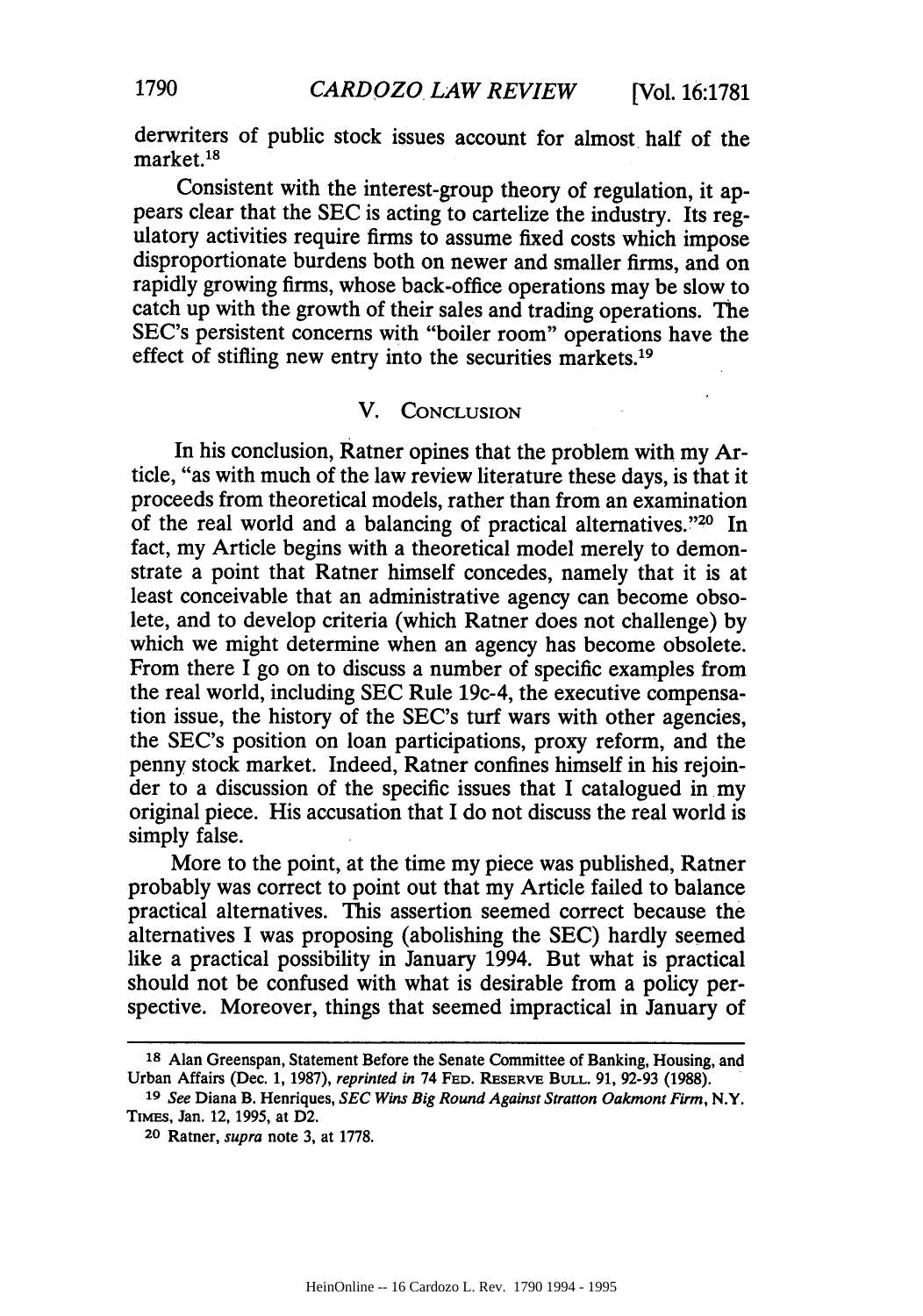derwriters of public stock issues account for almost half of the market.[18]

Consistent with the interest-group theory of regulation, it appears clear that the SEC is acting to cartelize the industry. Its regulatory activities require firms to assume fixed costs which impose disproportionate burdens both on newer and smaller firms, and on rapidly growing firms, whose back-office operations may be slow to catch up with the growth of their sales and trading operations. The SEC's persistent concerns with "boiler room" operations have the effect of stifling new entry into the securities markets.[19]

## V. Conclusion

In his conclusion, Ratner opines that the problem with my Article, "as with much of the law review literature these days, is that it proceeds from theoretical models, rather than from an examination of the real world and a balancing of practical alternatives."[20] In fact, my Article begins with a theoretical model merely to demonstrate a point that Ratner himself concedes, namely that it is at least conceivable that an administrative agency can become obsolete, and to develop criteria (which Ratner does not challenge) by which we might determine when an agency has become obsolete. From there I go on to discuss a number of specific examples from the real world, including SEC Rule 19c-4, the executive compensation issue, the history of the SEC's turf wars with other agencies, the SEC's position on loan participations, proxy reform, and the penny stock market. Indeed, Ratner confines himself in his rejoinder to a discussion of the specific issues that I catalogued in my original piece. His accusation that I do not discuss the real world is simply false.

More to the point, at the time my piece was published, Ratner probably was correct to point out that my Article failed to balance practical alternatives. This assertion seemed correct because the alternatives I was proposing (abolishing the SEC) hardly seemed like a practical possibility in January 1994. But what is practical should not be confused with what is desirable from a policy perspective. Moreover, things that seemed impractical in January of

---

[18] Alan Greenspan, Statement Before the Senate Committee of Banking, Housing, and Urban Affairs (Dec. 1, 1987), *reprinted in* 74 Fed. Reserve Bull. 91, 92-93 (1988).

[19] *See* Diana B. Henriques, *SEC Wins Big Round Against Stratton Oakmont Firm*, N.Y. Times, Jan. 12, 1995, at D2.

[20] Ratner, *supra* note 3, at 1778.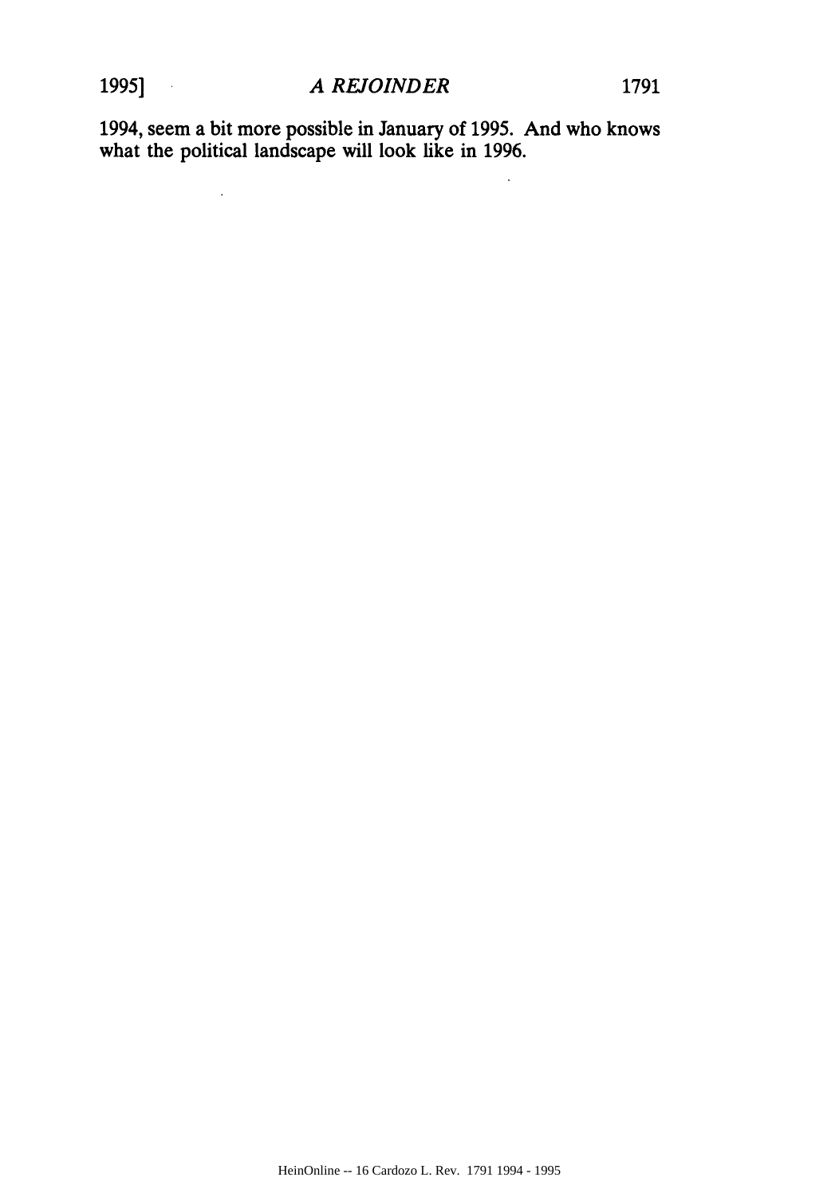1994, seem a bit more possible in January of 1995. And who knows what the political landscape will look like in 1996.